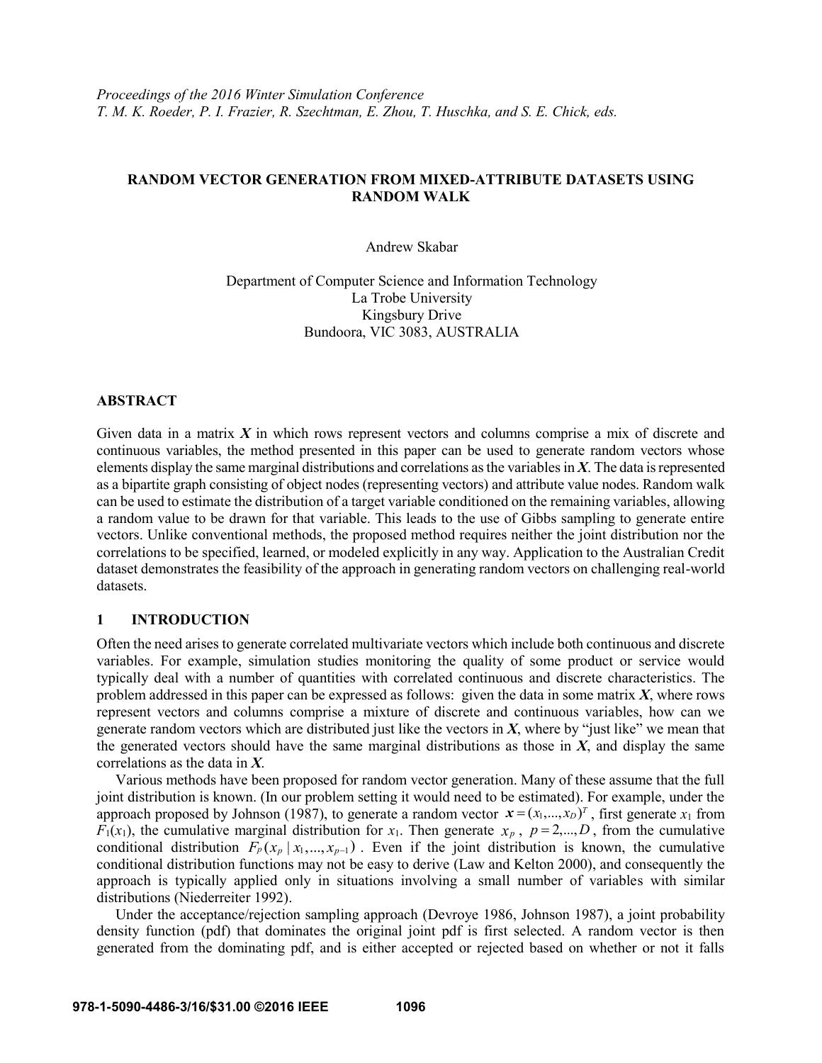*Proceedings of the 2016 Winter Simulation Conference*
*T. M. K. Roeder, P. I. Frazier, R. Szechtman, E. Zhou, T. Huschka, and S. E. Chick, eds.*

# RANDOM VECTOR GENERATION FROM MIXED-ATTRIBUTE DATASETS USING RANDOM WALK

Andrew Skabar

Department of Computer Science and Information Technology
La Trobe University
Kingsbury Drive
Bundoora, VIC 3083, AUSTRALIA

## ABSTRACT

Given data in a matrix $\boldsymbol{X}$ in which rows represent vectors and columns comprise a mix of discrete and continuous variables, the method presented in this paper can be used to generate random vectors whose elements display the same marginal distributions and correlations as the variables in $\boldsymbol{X}$. The data is represented as a bipartite graph consisting of object nodes (representing vectors) and attribute value nodes. Random walk can be used to estimate the distribution of a target variable conditioned on the remaining variables, allowing a random value to be drawn for that variable. This leads to the use of Gibbs sampling to generate entire vectors. Unlike conventional methods, the proposed method requires neither the joint distribution nor the correlations to be specified, learned, or modeled explicitly in any way. Application to the Australian Credit dataset demonstrates the feasibility of the approach in generating random vectors on challenging real-world datasets.

## 1 INTRODUCTION

Often the need arises to generate correlated multivariate vectors which include both continuous and discrete variables. For example, simulation studies monitoring the quality of some product or service would typically deal with a number of quantities with correlated continuous and discrete characteristics. The problem addressed in this paper can be expressed as follows: given the data in some matrix $\boldsymbol{X}$, where rows represent vectors and columns comprise a mixture of discrete and continuous variables, how can we generate random vectors which are distributed just like the vectors in $\boldsymbol{X}$, where by "just like" we mean that the generated vectors should have the same marginal distributions as those in $\boldsymbol{X}$, and display the same correlations as the data in $\boldsymbol{X}$.

Various methods have been proposed for random vector generation. Many of these assume that the full joint distribution is known. (In our problem setting it would need to be estimated). For example, under the approach proposed by Johnson (1987), to generate a random vector $\boldsymbol{x} = (x_1,...,x_D)^T$, first generate $x_1$ from $F_1(x_1)$, the cumulative marginal distribution for $x_1$. Then generate $x_p$, $p = 2,...,D$, from the cumulative conditional distribution $F_p(x_p \mid x_1,...,x_{p-1})$. Even if the joint distribution is known, the cumulative conditional distribution functions may not be easy to derive (Law and Kelton 2000), and consequently the approach is typically applied only in situations involving a small number of variables with similar distributions (Niederreiter 1992).

Under the acceptance/rejection sampling approach (Devroye 1986, Johnson 1987), a joint probability density function (pdf) that dominates the original joint pdf is first selected. A random vector is then generated from the dominating pdf, and is either accepted or rejected based on whether or not it falls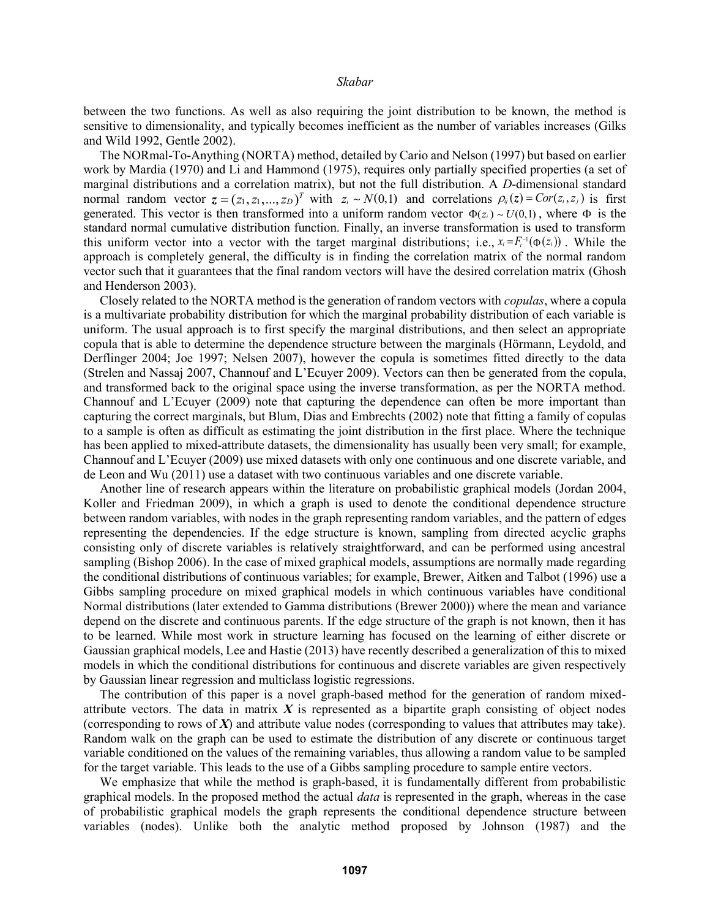between the two functions. As well as also requiring the joint distribution to be known, the method is sensitive to dimensionality, and typically becomes inefficient as the number of variables increases (Gilks and Wild 1992, Gentle 2002).

The NORmal-To-Anything (NORTA) method, detailed by Cario and Nelson (1997) but based on earlier work by Mardia (1970) and Li and Hammond (1975), requires only partially specified properties (a set of marginal distributions and a correlation matrix), but not the full distribution. A $D$-dimensional standard normal random vector $\boldsymbol{z} = (z_1, z_1, ..., z_D)^T$ with $z_i \sim N(0,1)$ and correlations $\rho_{ij}(\boldsymbol{z}) = Cor(z_i, z_j)$ is first generated. This vector is then transformed into a uniform random vector $\Phi(z_i) \sim U(0,1)$, where $\Phi$ is the standard normal cumulative distribution function. Finally, an inverse transformation is used to transform this uniform vector into a vector with the target marginal distributions; i.e., $x_i = F_i^{-1}(\Phi(z_i))$. While the approach is completely general, the difficulty is in finding the correlation matrix of the normal random vector such that it guarantees that the final random vectors will have the desired correlation matrix (Ghosh and Henderson 2003).

Closely related to the NORTA method is the generation of random vectors with *copulas*, where a copula is a multivariate probability distribution for which the marginal probability distribution of each variable is uniform. The usual approach is to first specify the marginal distributions, and then select an appropriate copula that is able to determine the dependence structure between the marginals (Hörmann, Leydold, and Derflinger 2004; Joe 1997; Nelsen 2007), however the copula is sometimes fitted directly to the data (Strelen and Nassaj 2007, Channouf and L'Ecuyer 2009). Vectors can then be generated from the copula, and transformed back to the original space using the inverse transformation, as per the NORTA method. Channouf and L'Ecuyer (2009) note that capturing the dependence can often be more important than capturing the correct marginals, but Blum, Dias and Embrechts (2002) note that fitting a family of copulas to a sample is often as difficult as estimating the joint distribution in the first place. Where the technique has been applied to mixed-attribute datasets, the dimensionality has usually been very small; for example, Channouf and L'Ecuyer (2009) use mixed datasets with only one continuous and one discrete variable, and de Leon and Wu (2011) use a dataset with two continuous variables and one discrete variable.

Another line of research appears within the literature on probabilistic graphical models (Jordan 2004, Koller and Friedman 2009), in which a graph is used to denote the conditional dependence structure between random variables, with nodes in the graph representing random variables, and the pattern of edges representing the dependencies. If the edge structure is known, sampling from directed acyclic graphs consisting only of discrete variables is relatively straightforward, and can be performed using ancestral sampling (Bishop 2006). In the case of mixed graphical models, assumptions are normally made regarding the conditional distributions of continuous variables; for example, Brewer, Aitken and Talbot (1996) use a Gibbs sampling procedure on mixed graphical models in which continuous variables have conditional Normal distributions (later extended to Gamma distributions (Brewer 2000)) where the mean and variance depend on the discrete and continuous parents. If the edge structure of the graph is not known, then it has to be learned. While most work in structure learning has focused on the learning of either discrete or Gaussian graphical models, Lee and Hastie (2013) have recently described a generalization of this to mixed models in which the conditional distributions for continuous and discrete variables are given respectively by Gaussian linear regression and multiclass logistic regressions.

The contribution of this paper is a novel graph-based method for the generation of random mixed-attribute vectors. The data in matrix $\boldsymbol{X}$ is represented as a bipartite graph consisting of object nodes (corresponding to rows of $\boldsymbol{X}$) and attribute value nodes (corresponding to values that attributes may take). Random walk on the graph can be used to estimate the distribution of any discrete or continuous target variable conditioned on the values of the remaining variables, thus allowing a random value to be sampled for the target variable. This leads to the use of a Gibbs sampling procedure to sample entire vectors.

We emphasize that while the method is graph-based, it is fundamentally different from probabilistic graphical models. In the proposed method the actual *data* is represented in the graph, whereas in the case of probabilistic graphical models the graph represents the conditional dependence structure between variables (nodes). Unlike both the analytic method proposed by Johnson (1987) and the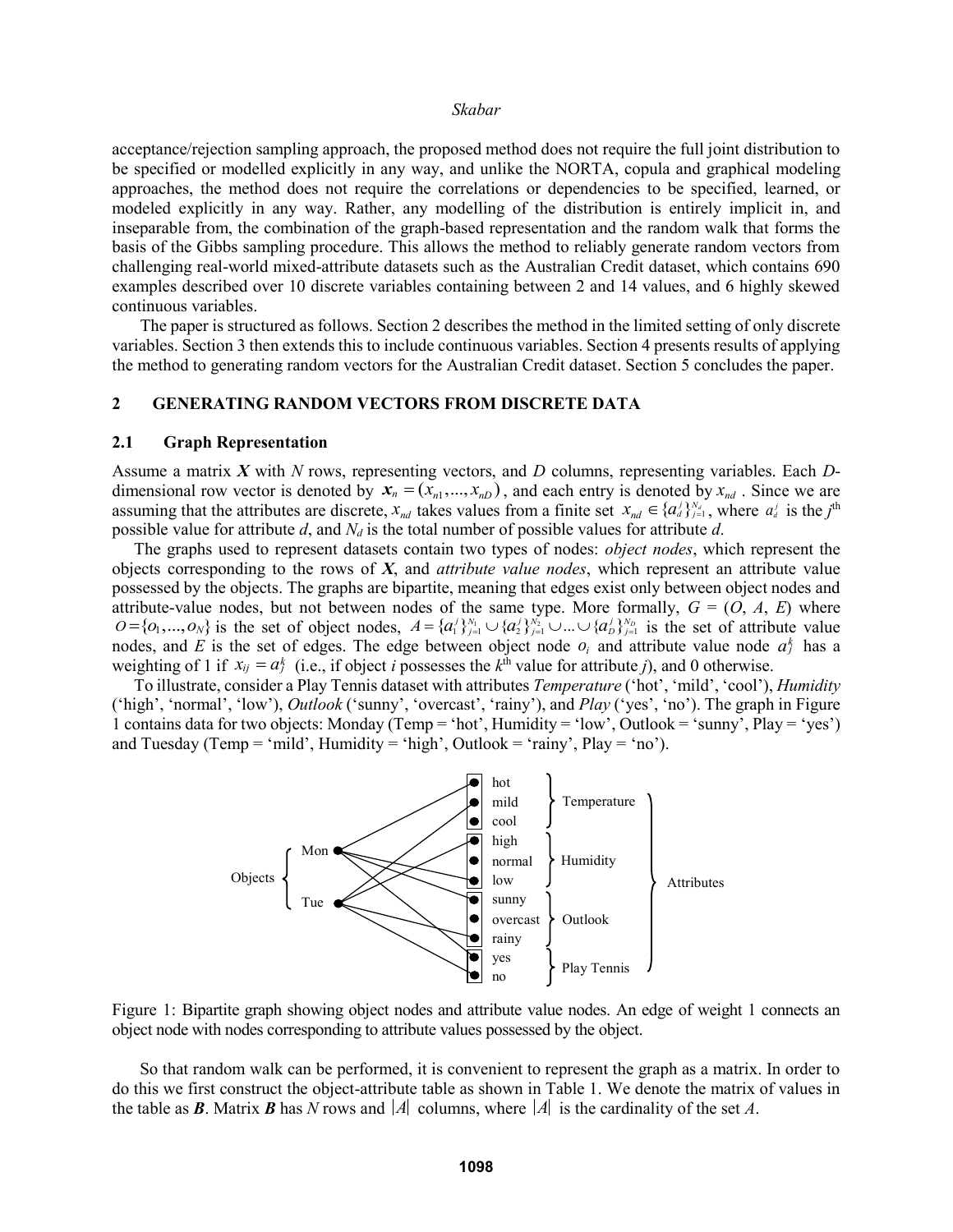acceptance/rejection sampling approach, the proposed method does not require the full joint distribution to be specified or modelled explicitly in any way, and unlike the NORTA, copula and graphical modeling approaches, the method does not require the correlations or dependencies to be specified, learned, or modeled explicitly in any way. Rather, any modelling of the distribution is entirely implicit in, and inseparable from, the combination of the graph-based representation and the random walk that forms the basis of the Gibbs sampling procedure. This allows the method to reliably generate random vectors from challenging real-world mixed-attribute datasets such as the Australian Credit dataset, which contains 690 examples described over 10 discrete variables containing between 2 and 14 values, and 6 highly skewed continuous variables.

The paper is structured as follows. Section 2 describes the method in the limited setting of only discrete variables. Section 3 then extends this to include continuous variables. Section 4 presents results of applying the method to generating random vectors for the Australian Credit dataset. Section 5 concludes the paper.

## 2 GENERATING RANDOM VECTORS FROM DISCRETE DATA

### 2.1 Graph Representation

Assume a matrix $\boldsymbol{X}$ with $N$ rows, representing vectors, and $D$ columns, representing variables. Each $D$-dimensional row vector is denoted by $\boldsymbol{x}_n = (x_{n1},...,x_{nD})$, and each entry is denoted by $x_{nd}$. Since we are assuming that the attributes are discrete, $x_{nd}$ takes values from a finite set $x_{nd} \in \{a_d^j\}_{j=1}^{N_d}$, where $a_d^j$ is the $j^{\text{th}}$ possible value for attribute $d$, and $N_d$ is the total number of possible values for attribute $d$.

The graphs used to represent datasets contain two types of nodes: *object nodes*, which represent the objects corresponding to the rows of $\boldsymbol{X}$, and *attribute value nodes*, which represent an attribute value possessed by the objects. The graphs are bipartite, meaning that edges exist only between object nodes and attribute-value nodes, but not between nodes of the same type. More formally, $G = (O, A, E)$ where $O = \{o_1,...,o_N\}$ is the set of object nodes, $A = \{a_1^j\}_{j=1}^{N_1} \cup \{a_2^j\}_{j=1}^{N_2} \cup ... \cup \{a_D^j\}_{j=1}^{N_D}$ is the set of attribute value nodes, and $E$ is the set of edges. The edge between object node $o_i$ and attribute value node $a_j^k$ has a weighting of 1 if $x_{ij} = a_j^k$ (i.e., if object $i$ possesses the $k^{\text{th}}$ value for attribute $j$), and 0 otherwise.

To illustrate, consider a Play Tennis dataset with attributes *Temperature* ('hot', 'mild', 'cool'), *Humidity* ('high', 'normal', 'low'), *Outlook* ('sunny', 'overcast', 'rainy'), and *Play* ('yes', 'no'). The graph in Figure 1 contains data for two objects: Monday (Temp = 'hot', Humidity = 'low', Outlook = 'sunny', Play = 'yes') and Tuesday (Temp = 'mild', Humidity = 'high', Outlook = 'rainy', Play = 'no').

Figure 1: Bipartite graph showing object nodes and attribute value nodes. An edge of weight 1 connects an object node with nodes corresponding to attribute values possessed by the object.

So that random walk can be performed, it is convenient to represent the graph as a matrix. In order to do this we first construct the object-attribute table as shown in Table 1. We denote the matrix of values in the table as $\boldsymbol{B}$. Matrix $\boldsymbol{B}$ has $N$ rows and $|A|$ columns, where $|A|$ is the cardinality of the set $A$.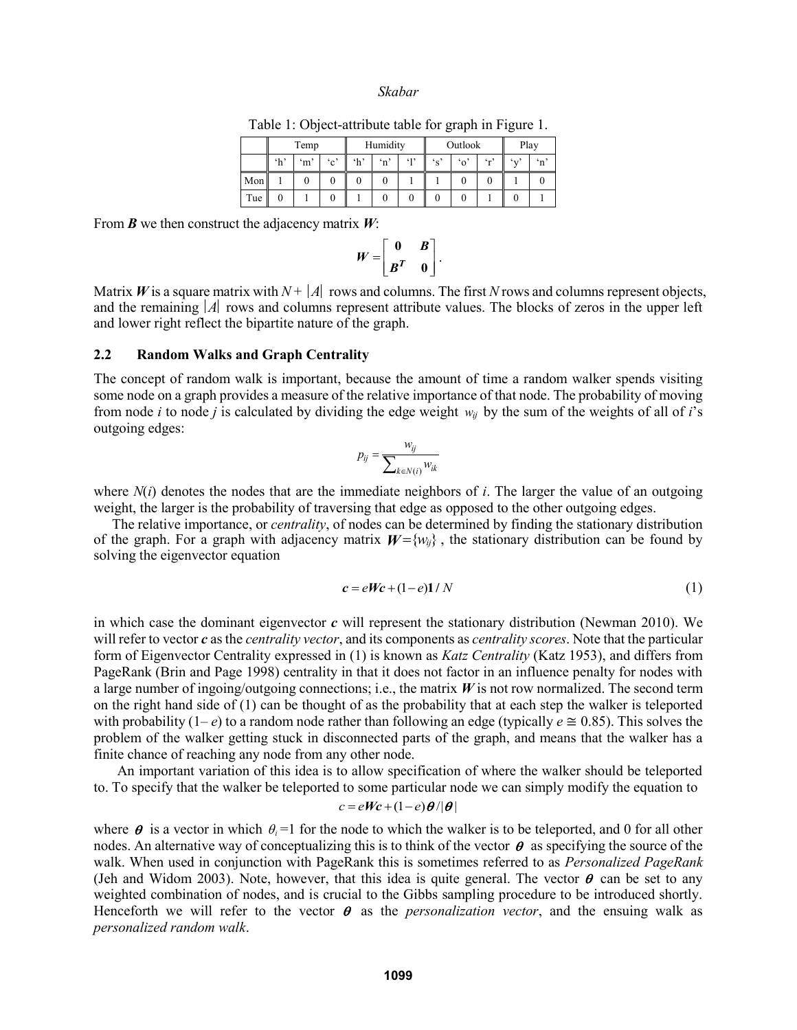Table 1: Object-attribute table for graph in Figure 1.

| | Temp | | | Humidity | | | Outlook | | | Play | |
|---|---|---|---|---|---|---|---|---|---|---|---|
| | ‘h’ | ‘m’ | ‘c’ | ‘h’ | ‘n’ | ‘l’ | ‘s’ | ‘o’ | ‘r’ | ‘y’ | ‘n’ |
| Mon | 1 | 0 | 0 | 0 | 0 | 1 | 1 | 0 | 0 | 1 | 0 |
| Tue | 0 | 1 | 0 | 1 | 0 | 0 | 0 | 0 | 1 | 0 | 1 |

From $\boldsymbol{B}$ we then construct the adjacency matrix $\boldsymbol{W}$:

$$\boldsymbol{W} = \begin{bmatrix} \mathbf{0} & \boldsymbol{B} \\ \boldsymbol{B}^T & \mathbf{0} \end{bmatrix}.$$

Matrix $\boldsymbol{W}$ is a square matrix with $N + |A|$ rows and columns. The first $N$ rows and columns represent objects, and the remaining $|A|$ rows and columns represent attribute values. The blocks of zeros in the upper left and lower right reflect the bipartite nature of the graph.

### 2.2 Random Walks and Graph Centrality

The concept of random walk is important, because the amount of time a random walker spends visiting some node on a graph provides a measure of the relative importance of that node. The probability of moving from node $i$ to node $j$ is calculated by dividing the edge weight $w_{ij}$ by the sum of the weights of all of $i$'s outgoing edges:

$$p_{ij} = \frac{w_{ij}}{\sum_{k \in N(i)} w_{ik}}$$

where $N(i)$ denotes the nodes that are the immediate neighbors of $i$. The larger the value of an outgoing weight, the larger is the probability of traversing that edge as opposed to the other outgoing edges.

The relative importance, or *centrality*, of nodes can be determined by finding the stationary distribution of the graph. For a graph with adjacency matrix $\boldsymbol{W}=\{w_{ij}\}$, the stationary distribution can be found by solving the eigenvector equation

$$\boldsymbol{c} = e\boldsymbol{W}\boldsymbol{c} + (1-e)\mathbf{1}/N \tag{1}$$

in which case the dominant eigenvector $\boldsymbol{c}$ will represent the stationary distribution (Newman 2010). We will refer to vector $\boldsymbol{c}$ as the *centrality vector*, and its components as *centrality scores*. Note that the particular form of Eigenvector Centrality expressed in (1) is known as *Katz Centrality* (Katz 1953), and differs from PageRank (Brin and Page 1998) centrality in that it does not factor in an influence penalty for nodes with a large number of ingoing/outgoing connections; i.e., the matrix $\boldsymbol{W}$ is not row normalized. The second term on the right hand side of (1) can be thought of as the probability that at each step the walker is teleported with probability $(1-e)$ to a random node rather than following an edge (typically $e \cong 0.85$). This solves the problem of the walker getting stuck in disconnected parts of the graph, and means that the walker has a finite chance of reaching any node from any other node.

An important variation of this idea is to allow specification of where the walker should be teleported to. To specify that the walker be teleported to some particular node we can simply modify the equation to

$$c = e\boldsymbol{W}\boldsymbol{c} + (1-e)\boldsymbol{\theta}/|\boldsymbol{\theta}|$$

where $\boldsymbol{\theta}$ is a vector in which $\theta_i=1$ for the node to which the walker is to be teleported, and 0 for all other nodes. An alternative way of conceptualizing this is to think of the vector $\boldsymbol{\theta}$ as specifying the source of the walk. When used in conjunction with PageRank this is sometimes referred to as *Personalized PageRank* (Jeh and Widom 2003). Note, however, that this idea is quite general. The vector $\boldsymbol{\theta}$ can be set to any weighted combination of nodes, and is crucial to the Gibbs sampling procedure to be introduced shortly. Henceforth we will refer to the vector $\boldsymbol{\theta}$ as the *personalization vector*, and the ensuing walk as *personalized random walk*.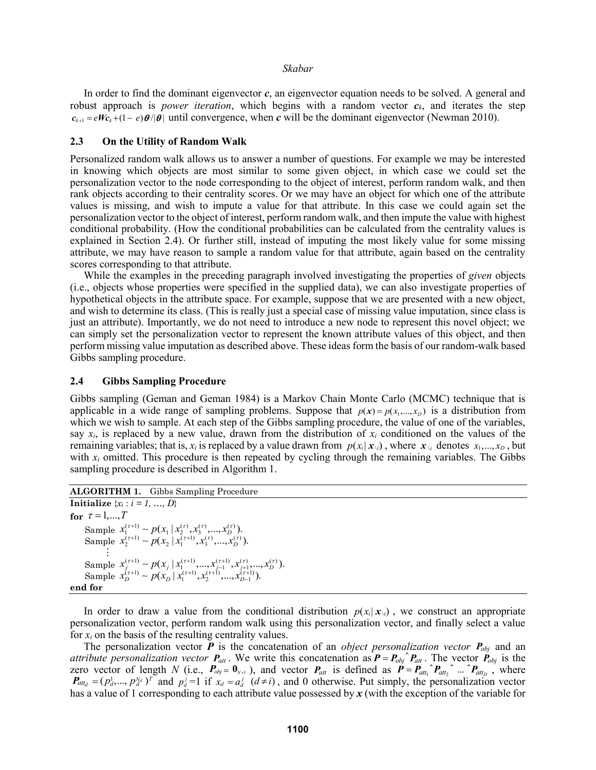In order to find the dominant eigenvector $\boldsymbol{c}$, an eigenvector equation needs to be solved. A general and robust approach is *power iteration*, which begins with a random vector $\boldsymbol{c}_k$, and iterates the step $\boldsymbol{c}_{k+1} = e\boldsymbol{W}\boldsymbol{c}_k + (1-e)\boldsymbol{\theta}/|\boldsymbol{\theta}|$ until convergence, when $\boldsymbol{c}$ will be the dominant eigenvector (Newman 2010).

### 2.3 On the Utility of Random Walk

Personalized random walk allows us to answer a number of questions. For example we may be interested in knowing which objects are most similar to some given object, in which case we could set the personalization vector to the node corresponding to the object of interest, perform random walk, and then rank objects according to their centrality scores. Or we may have an object for which one of the attribute values is missing, and wish to impute a value for that attribute. In this case we could again set the personalization vector to the object of interest, perform random walk, and then impute the value with highest conditional probability. (How the conditional probabilities can be calculated from the centrality values is explained in Section 2.4). Or further still, instead of imputing the most likely value for some missing attribute, we may have reason to sample a random value for that attribute, again based on the centrality scores corresponding to that attribute.

While the examples in the preceding paragraph involved investigating the properties of *given* objects (i.e., objects whose properties were specified in the supplied data), we can also investigate properties of hypothetical objects in the attribute space. For example, suppose that we are presented with a new object, and wish to determine its class. (This is really just a special case of missing value imputation, since class is just an attribute). Importantly, we do not need to introduce a new node to represent this novel object; we can simply set the personalization vector to represent the known attribute values of this object, and then perform missing value imputation as described above. These ideas form the basis of our random-walk based Gibbs sampling procedure.

### 2.4 Gibbs Sampling Procedure

Gibbs sampling (Geman and Geman 1984) is a Markov Chain Monte Carlo (MCMC) technique that is applicable in a wide range of sampling problems. Suppose that $p(\boldsymbol{x}) = p(x_1, ..., x_D)$ is a distribution from which we wish to sample. At each step of the Gibbs sampling procedure, the value of one of the variables, say $x_i$, is replaced by a new value, drawn from the distribution of $x_i$ conditioned on the values of the remaining variables; that is, $x_i$ is replaced by a value drawn from $p(x_i | \boldsymbol{x}_{\setminus i})$, where $\boldsymbol{x}_{\setminus i}$ denotes $x_1, ..., x_D$, but with $x_i$ omitted. This procedure is then repeated by cycling through the remaining variables. The Gibbs sampling procedure is described in Algorithm 1.

**ALGORITHM 1.** Gibbs Sampling Procedure

**Initialize** $\{x_i : i = 1, \dots, D\}$
**for** $\tau = 1, ..., T$
  Sample $x_1^{(\tau+1)} \sim p(x_1 | x_2^{(\tau)}, x_3^{(\tau)}, ..., x_D^{(\tau)})$.
  Sample $x_2^{(\tau+1)} \sim p(x_2 | x_1^{(\tau+1)}, x_3^{(\tau)}, ..., x_D^{(\tau)})$.
  $\vdots$
  Sample $x_j^{(\tau+1)} \sim p(x_j | x_1^{(\tau+1)}, ..., x_{j-1}^{(\tau+1)}, x_{j+1}^{(\tau)}, ..., x_D^{(\tau)})$.
  Sample $x_D^{(\tau+1)} \sim p(x_D | x_1^{(\tau+1)}, x_2^{(\tau+1)}, ..., x_{D-1}^{(\tau+1)})$.
**end for**

In order to draw a value from the conditional distribution $p(x_i | \boldsymbol{x}_{\setminus i})$, we construct an appropriate personalization vector, perform random walk using this personalization vector, and finally select a value for $x_i$ on the basis of the resulting centrality values.

The personalization vector $\boldsymbol{P}$ is the concatenation of an *object personalization vector* $\boldsymbol{P}_{obj}$ and an *attribute personalization vector* $\boldsymbol{P}_{att}$. We write this concatenation as $\boldsymbol{P} = \boldsymbol{P}_{obj}\,\hat{}\,\boldsymbol{P}_{att}$. The vector $\boldsymbol{P}_{obj}$ is the zero vector of length $N$ (i.e., $\boldsymbol{P}_{obj} = \boldsymbol{0}_{N\times 1}$), and vector $\boldsymbol{P}_{att}$ is defined as $\boldsymbol{P} = \boldsymbol{P}_{att_1}\,\hat{}\,\boldsymbol{P}_{att_2}\,\hat{}\,...\,\hat{}\,\boldsymbol{P}_{att_D}$, where $\boldsymbol{P}_{att_d} = (p_d^1, ..., p_d^{N_d})^T$ and $p_d^j = 1$ if $x_d = a_d^j \ (d \neq i)$, and 0 otherwise. Put simply, the personalization vector has a value of 1 corresponding to each attribute value possessed by $\boldsymbol{x}$ (with the exception of the variable for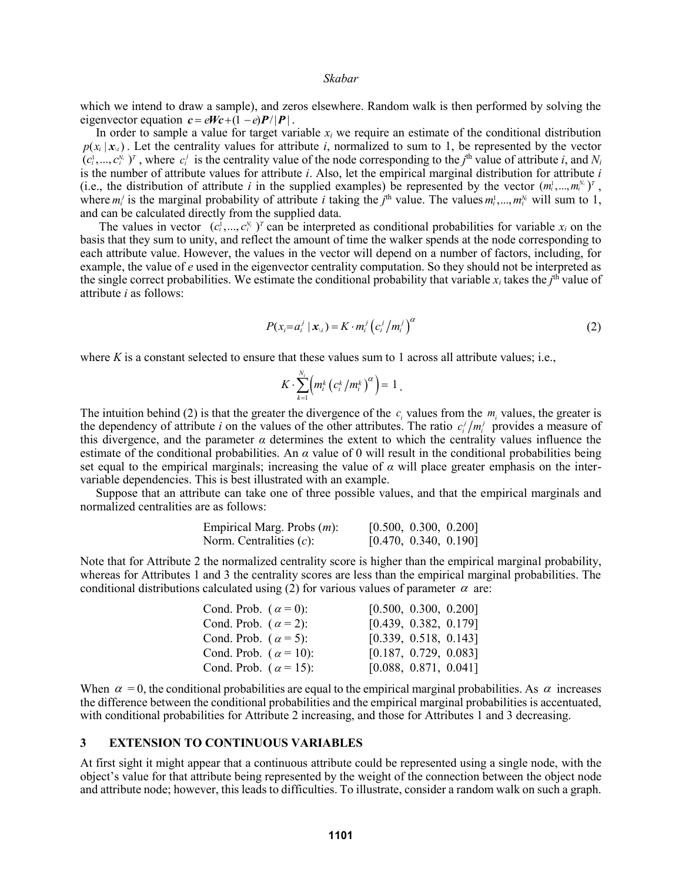which we intend to draw a sample), and zeros elsewhere. Random walk is then performed by solving the eigenvector equation $\boldsymbol{c} = e\boldsymbol{W}\boldsymbol{c} + (1-e)\boldsymbol{P}/|\boldsymbol{P}|$.

In order to sample a value for target variable $x_i$ we require an estimate of the conditional distribution $p(x_i \mid \boldsymbol{x}_{\setminus i})$. Let the centrality values for attribute $i$, normalized to sum to 1, be represented by the vector $(c_i^1, ..., c_i^{N_i})^T$, where $c_i^j$ is the centrality value of the node corresponding to the $j^{\text{th}}$ value of attribute $i$, and $N_i$ is the number of attribute values for attribute $i$. Also, let the empirical marginal distribution for attribute $i$ (i.e., the distribution of attribute $i$ in the supplied examples) be represented by the vector $(m_i^1, ..., m_i^{N_i})^T$, where $m_i^j$ is the marginal probability of attribute $i$ taking the $j^{\text{th}}$ value. The values $m_i^1, ..., m_i^{N_i}$ will sum to 1, and can be calculated directly from the supplied data.

The values in vector $(c_i^1, ..., c_i^{N_i})^T$ can be interpreted as conditional probabilities for variable $x_i$ on the basis that they sum to unity, and reflect the amount of time the walker spends at the node corresponding to each attribute value. However, the values in the vector will depend on a number of factors, including, for example, the value of $e$ used in the eigenvector centrality computation. So they should not be interpreted as the single correct probabilities. We estimate the conditional probability that variable $x_i$ takes the $j^{\text{th}}$ value of attribute $i$ as follows:

$$P(x_i = a_i^j \mid \boldsymbol{x}_{\setminus i}) = K \cdot m_i^j \left( c_i^j / m_i^j \right)^{\alpha} \tag{2}$$

where $K$ is a constant selected to ensure that these values sum to 1 across all attribute values; i.e.,

$$K \cdot \sum_{k=1}^{N_i} \left( m_i^k \left( c_i^k / m_i^k \right)^{\alpha} \right) = 1 .$$

The intuition behind (2) is that the greater the divergence of the $c_i$ values from the $m_i$ values, the greater is the dependency of attribute $i$ on the values of the other attributes. The ratio $c_i^j / m_i^j$ provides a measure of this divergence, and the parameter $\alpha$ determines the extent to which the centrality values influence the estimate of the conditional probabilities. An $\alpha$ value of 0 will result in the conditional probabilities being set equal to the empirical marginals; increasing the value of $\alpha$ will place greater emphasis on the inter-variable dependencies. This is best illustrated with an example.

Suppose that an attribute can take one of three possible values, and that the empirical marginals and normalized centralities are as follows:

| | |
|---|---|
| Empirical Marg. Probs ($m$): | [0.500, 0.300, 0.200] |
| Norm. Centralities ($c$): | [0.470, 0.340, 0.190] |

Note that for Attribute 2 the normalized centrality score is higher than the empirical marginal probability, whereas for Attributes 1 and 3 the centrality scores are less than the empirical marginal probabilities. The conditional distributions calculated using (2) for various values of parameter $\alpha$ are:

| | |
|---|---|
| Cond. Prob. ($\alpha = 0$): | [0.500, 0.300, 0.200] |
| Cond. Prob. ($\alpha = 2$): | [0.439, 0.382, 0.179] |
| Cond. Prob. ($\alpha = 5$): | [0.339, 0.518, 0.143] |
| Cond. Prob. ($\alpha = 10$): | [0.187, 0.729, 0.083] |
| Cond. Prob. ($\alpha = 15$): | [0.088, 0.871, 0.041] |

When $\alpha = 0$, the conditional probabilities are equal to the empirical marginal probabilities. As $\alpha$ increases the difference between the conditional probabilities and the empirical marginal probabilities is accentuated, with conditional probabilities for Attribute 2 increasing, and those for Attributes 1 and 3 decreasing.

## 3 EXTENSION TO CONTINUOUS VARIABLES

At first sight it might appear that a continuous attribute could be represented using a single node, with the object's value for that attribute being represented by the weight of the connection between the object node and attribute node; however, this leads to difficulties. To illustrate, consider a random walk on such a graph.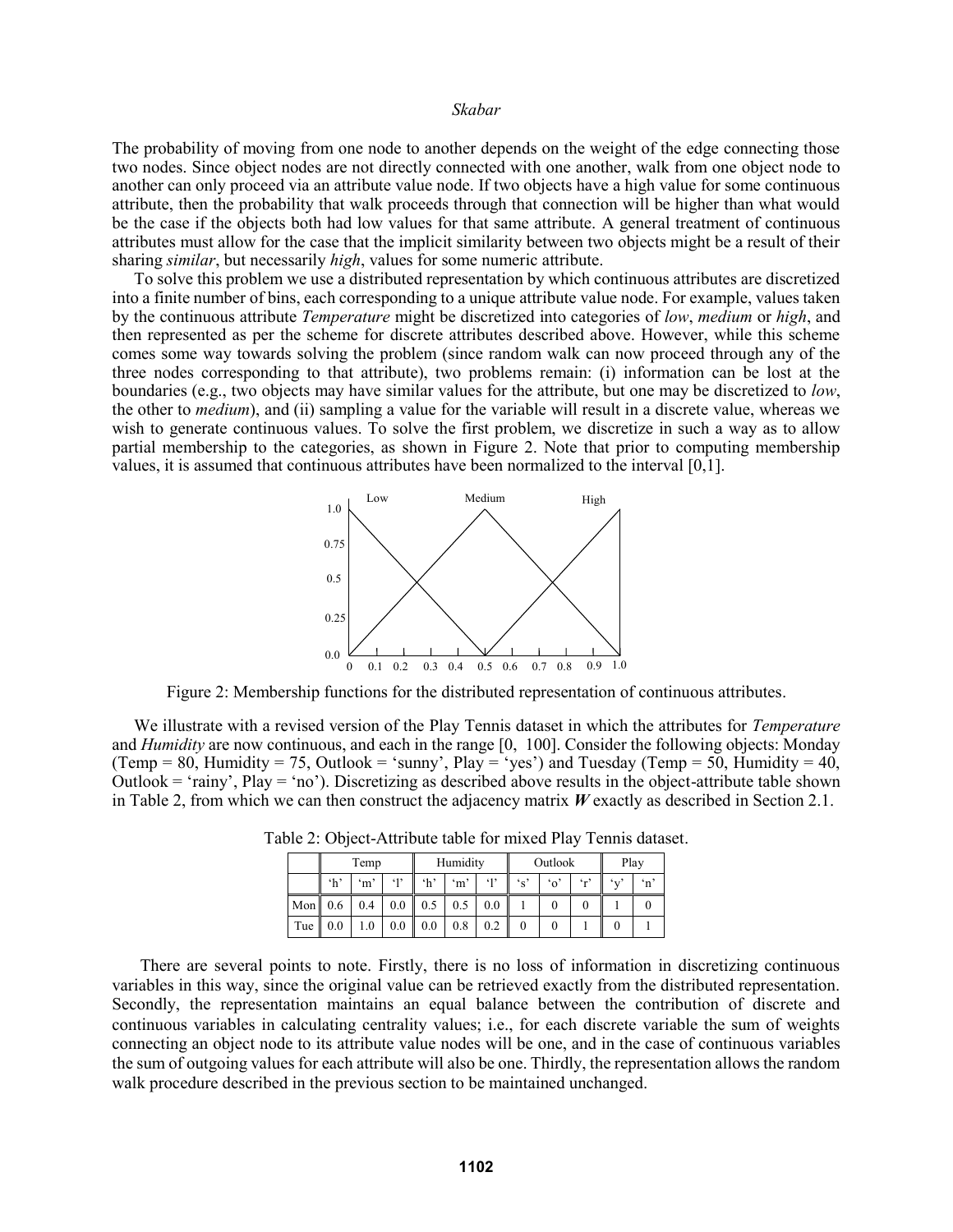The probability of moving from one node to another depends on the weight of the edge connecting those two nodes. Since object nodes are not directly connected with one another, walk from one object node to another can only proceed via an attribute value node. If two objects have a high value for some continuous attribute, then the probability that walk proceeds through that connection will be higher than what would be the case if the objects both had low values for that same attribute. A general treatment of continuous attributes must allow for the case that the implicit similarity between two objects might be a result of their sharing *similar*, but necessarily *high*, values for some numeric attribute.

To solve this problem we use a distributed representation by which continuous attributes are discretized into a finite number of bins, each corresponding to a unique attribute value node. For example, values taken by the continuous attribute *Temperature* might be discretized into categories of *low*, *medium* or *high*, and then represented as per the scheme for discrete attributes described above. However, while this scheme comes some way towards solving the problem (since random walk can now proceed through any of the three nodes corresponding to that attribute), two problems remain: (i) information can be lost at the boundaries (e.g., two objects may have similar values for the attribute, but one may be discretized to *low*, the other to *medium*), and (ii) sampling a value for the variable will result in a discrete value, whereas we wish to generate continuous values. To solve the first problem, we discretize in such a way as to allow partial membership to the categories, as shown in Figure 2. Note that prior to computing membership values, it is assumed that continuous attributes have been normalized to the interval [0,1].

Figure 2: Membership functions for the distributed representation of continuous attributes.

We illustrate with a revised version of the Play Tennis dataset in which the attributes for *Temperature* and *Humidity* are now continuous, and each in the range [0, 100]. Consider the following objects: Monday (Temp = 80, Humidity = 75, Outlook = 'sunny', Play = 'yes') and Tuesday (Temp = 50, Humidity = 40, Outlook = 'rainy', Play = 'no'). Discretizing as described above results in the object-attribute table shown in Table 2, from which we can then construct the adjacency matrix ***W*** exactly as described in Section 2.1.

Table 2: Object-Attribute table for mixed Play Tennis dataset.

| | Temp | | | Humidity | | | Outlook | | | Play | |
|---|---|---|---|---|---|---|---|---|---|---|---|
| | 'h' | 'm' | 'l' | 'h' | 'm' | 'l' | 's' | 'o' | 'r' | 'y' | 'n' |
| Mon | 0.6 | 0.4 | 0.0 | 0.5 | 0.5 | 0.0 | 1 | 0 | 0 | 1 | 0 |
| Tue | 0.0 | 1.0 | 0.0 | 0.0 | 0.8 | 0.2 | 0 | 0 | 1 | 0 | 1 |

There are several points to note. Firstly, there is no loss of information in discretizing continuous variables in this way, since the original value can be retrieved exactly from the distributed representation. Secondly, the representation maintains an equal balance between the contribution of discrete and continuous variables in calculating centrality values; i.e., for each discrete variable the sum of weights connecting an object node to its attribute value nodes will be one, and in the case of continuous variables the sum of outgoing values for each attribute will also be one. Thirdly, the representation allows the random walk procedure described in the previous section to be maintained unchanged.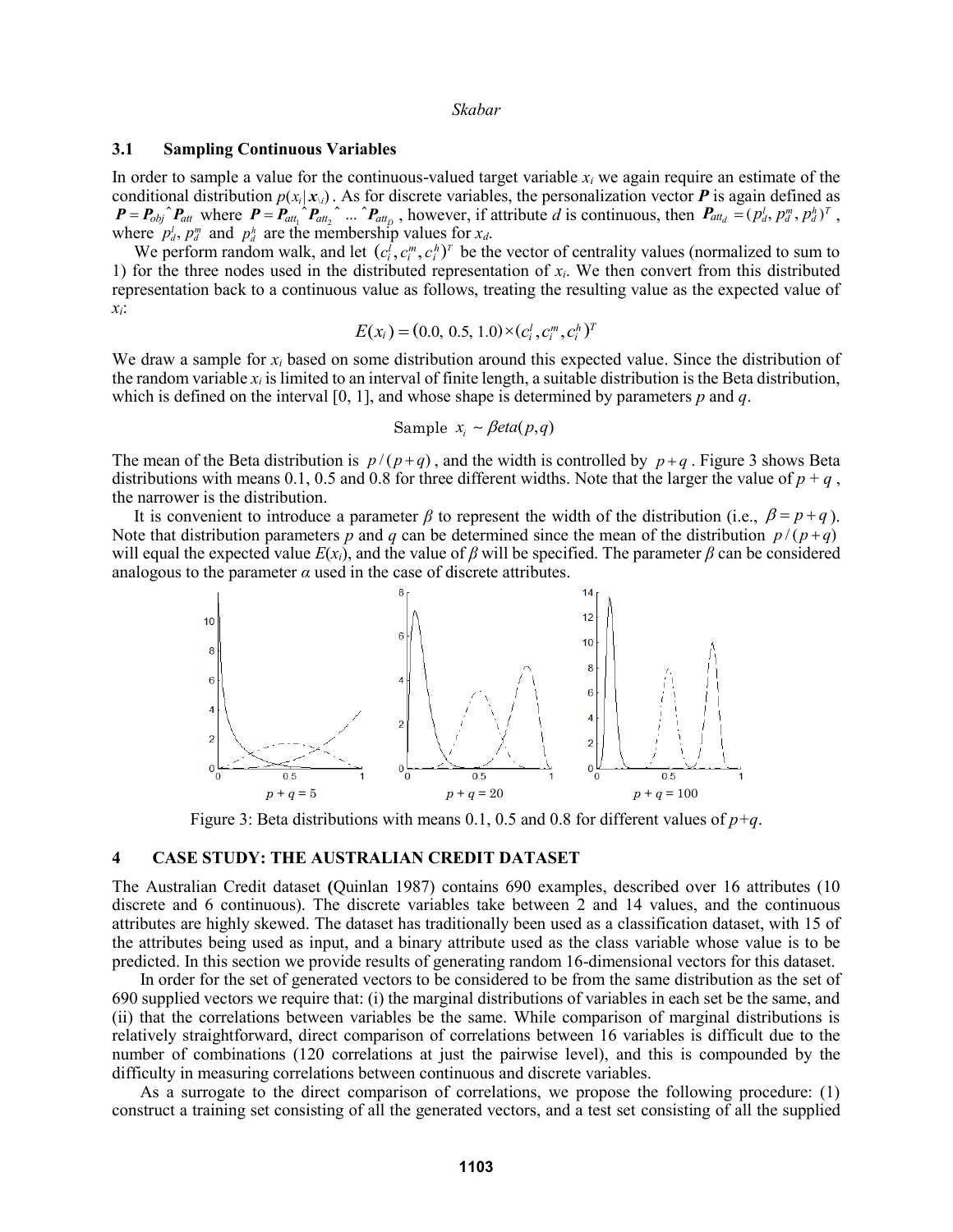### 3.1 Sampling Continuous Variables

In order to sample a value for the continuous-valued target variable $x_i$ we again require an estimate of the conditional distribution $p(x_i|\boldsymbol{x}_{\backslash i})$. As for discrete variables, the personalization vector $\boldsymbol{P}$ is again defined as $\boldsymbol{P} = \boldsymbol{P}_{obj} \hat{} \boldsymbol{P}_{att}$ where $\boldsymbol{P} = \boldsymbol{P}_{att_1} \hat{} \boldsymbol{P}_{att_2} \hat{} \ldots \hat{} \boldsymbol{P}_{att_D}$, however, if attribute $d$ is continuous, then $\boldsymbol{P}_{att_d} = (p_d^l, p_d^m, p_d^h)^T$, where $p_d^l$, $p_d^m$ and $p_d^h$ are the membership values for $x_d$.

We perform random walk, and let $(c_i^l, c_i^m, c_i^h)^T$ be the vector of centrality values (normalized to sum to 1) for the three nodes used in the distributed representation of $x_i$. We then convert from this distributed representation back to a continuous value as follows, treating the resulting value as the expected value of $x_i$:

$$E(x_i) = (0.0,\ 0.5,\ 1.0) \times (c_i^l, c_i^m, c_i^h)^T$$

We draw a sample for $x_i$ based on some distribution around this expected value. Since the distribution of the random variable $x_i$ is limited to an interval of finite length, a suitable distribution is the Beta distribution, which is defined on the interval [0, 1], and whose shape is determined by parameters $p$ and $q$.

$$\text{Sample } x_i \sim \beta eta(p, q)$$

The mean of the Beta distribution is $p/(p+q)$, and the width is controlled by $p+q$. Figure 3 shows Beta distributions with means 0.1, 0.5 and 0.8 for three different widths. Note that the larger the value of $p+q$, the narrower is the distribution.

It is convenient to introduce a parameter $\beta$ to represent the width of the distribution (i.e., $\beta = p+q$). Note that distribution parameters $p$ and $q$ can be determined since the mean of the distribution $p/(p+q)$ will equal the expected value $E(x_i)$, and the value of $\beta$ will be specified. The parameter $\beta$ can be considered analogous to the parameter $\alpha$ used in the case of discrete attributes.

Figure 3: Beta distributions with means 0.1, 0.5 and 0.8 for different values of $p+q$.

## 4 CASE STUDY: THE AUSTRALIAN CREDIT DATASET

The Australian Credit dataset (Quinlan 1987) contains 690 examples, described over 16 attributes (10 discrete and 6 continuous). The discrete variables take between 2 and 14 values, and the continuous attributes are highly skewed. The dataset has traditionally been used as a classification dataset, with 15 of the attributes being used as input, and a binary attribute used as the class variable whose value is to be predicted. In this section we provide results of generating random 16-dimensional vectors for this dataset.

In order for the set of generated vectors to be considered to be from the same distribution as the set of 690 supplied vectors we require that: (i) the marginal distributions of variables in each set be the same, and (ii) that the correlations between variables be the same. While comparison of marginal distributions is relatively straightforward, direct comparison of correlations between 16 variables is difficult due to the number of combinations (120 correlations at just the pairwise level), and this is compounded by the difficulty in measuring correlations between continuous and discrete variables.

As a surrogate to the direct comparison of correlations, we propose the following procedure: (1) construct a training set consisting of all the generated vectors, and a test set consisting of all the supplied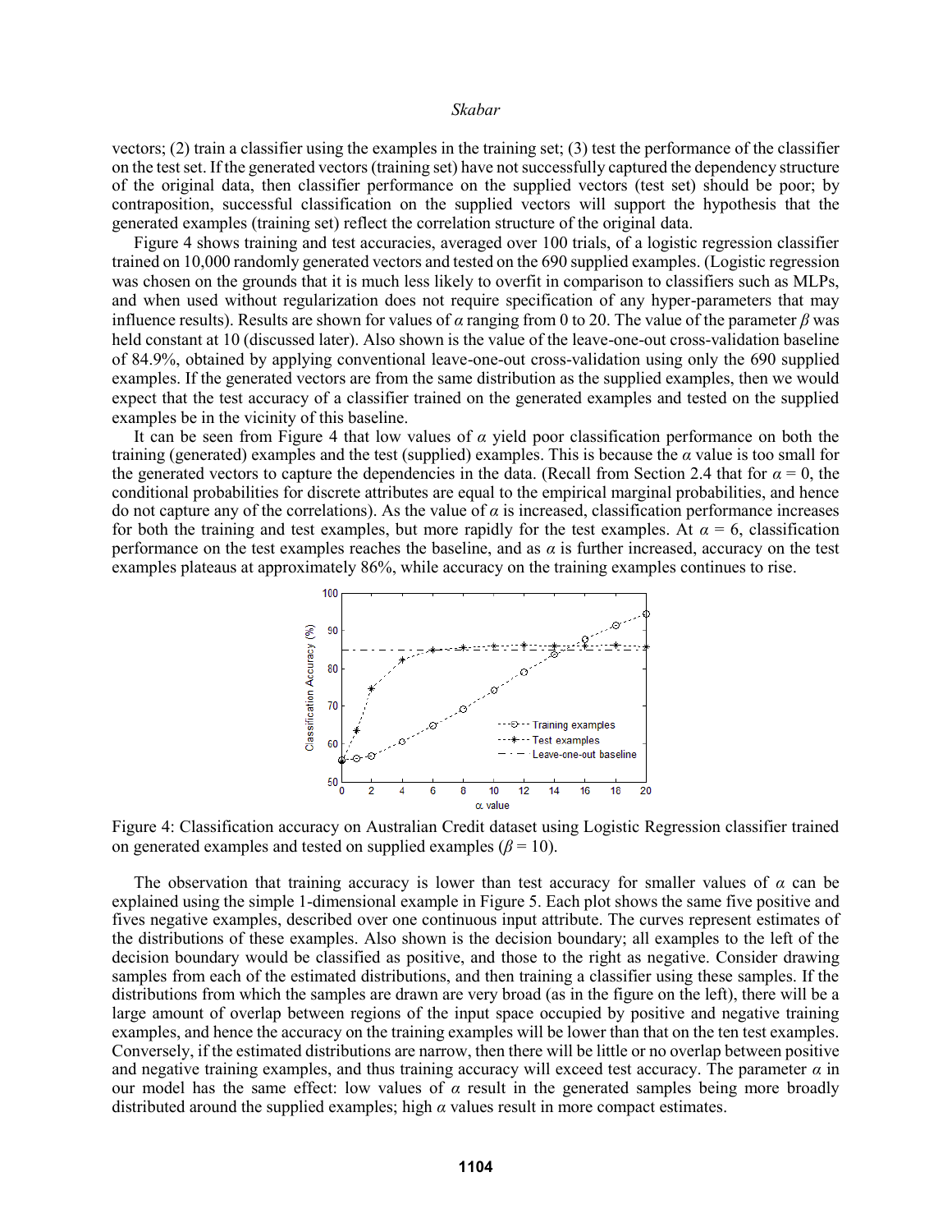vectors; (2) train a classifier using the examples in the training set; (3) test the performance of the classifier on the test set. If the generated vectors (training set) have not successfully captured the dependency structure of the original data, then classifier performance on the supplied vectors (test set) should be poor; by contraposition, successful classification on the supplied vectors will support the hypothesis that the generated examples (training set) reflect the correlation structure of the original data.

Figure 4 shows training and test accuracies, averaged over 100 trials, of a logistic regression classifier trained on 10,000 randomly generated vectors and tested on the 690 supplied examples. (Logistic regression was chosen on the grounds that it is much less likely to overfit in comparison to classifiers such as MLPs, and when used without regularization does not require specification of any hyper-parameters that may influence results). Results are shown for values of $\alpha$ ranging from 0 to 20. The value of the parameter $\beta$ was held constant at 10 (discussed later). Also shown is the value of the leave-one-out cross-validation baseline of 84.9%, obtained by applying conventional leave-one-out cross-validation using only the 690 supplied examples. If the generated vectors are from the same distribution as the supplied examples, then we would expect that the test accuracy of a classifier trained on the generated examples and tested on the supplied examples be in the vicinity of this baseline.

It can be seen from Figure 4 that low values of $\alpha$ yield poor classification performance on both the training (generated) examples and the test (supplied) examples. This is because the $\alpha$ value is too small for the generated vectors to capture the dependencies in the data. (Recall from Section 2.4 that for $\alpha = 0$, the conditional probabilities for discrete attributes are equal to the empirical marginal probabilities, and hence do not capture any of the correlations). As the value of $\alpha$ is increased, classification performance increases for both the training and test examples, but more rapidly for the test examples. At $\alpha = 6$, classification performance on the test examples reaches the baseline, and as $\alpha$ is further increased, accuracy on the test examples plateaus at approximately 86%, while accuracy on the training examples continues to rise.

Figure 4: Classification accuracy on Australian Credit dataset using Logistic Regression classifier trained on generated examples and tested on supplied examples ($\beta = 10$).

The observation that training accuracy is lower than test accuracy for smaller values of $\alpha$ can be explained using the simple 1-dimensional example in Figure 5. Each plot shows the same five positive and fives negative examples, described over one continuous input attribute. The curves represent estimates of the distributions of these examples. Also shown is the decision boundary; all examples to the left of the decision boundary would be classified as positive, and those to the right as negative. Consider drawing samples from each of the estimated distributions, and then training a classifier using these samples. If the distributions from which the samples are drawn are very broad (as in the figure on the left), there will be a large amount of overlap between regions of the input space occupied by positive and negative training examples, and hence the accuracy on the training examples will be lower than that on the ten test examples. Conversely, if the estimated distributions are narrow, then there will be little or no overlap between positive and negative training examples, and thus training accuracy will exceed test accuracy. The parameter $\alpha$ in our model has the same effect: low values of $\alpha$ result in the generated samples being more broadly distributed around the supplied examples; high $\alpha$ values result in more compact estimates.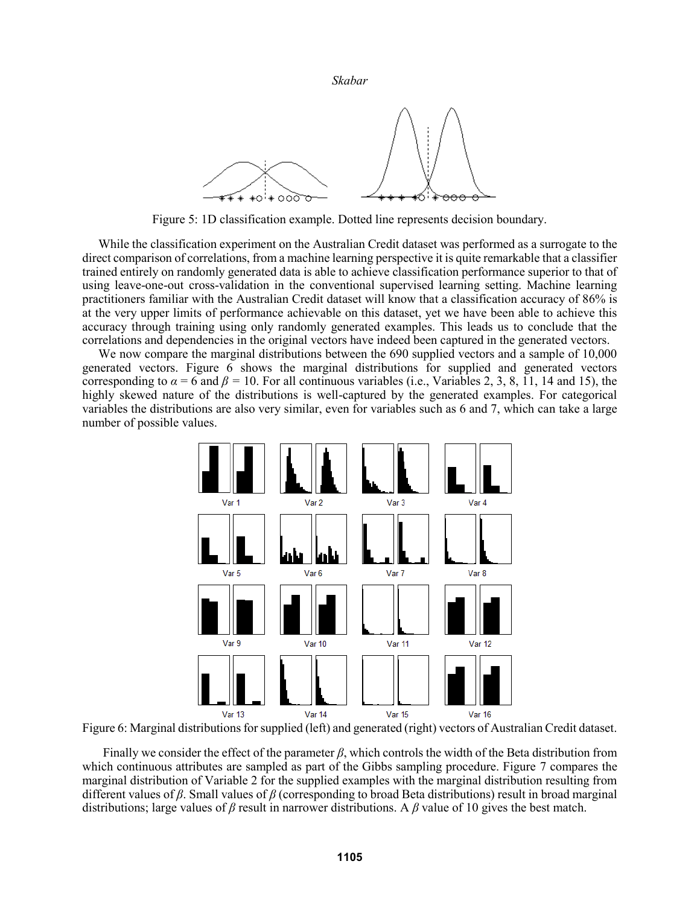Figure 5: 1D classification example. Dotted line represents decision boundary.

While the classification experiment on the Australian Credit dataset was performed as a surrogate to the direct comparison of correlations, from a machine learning perspective it is quite remarkable that a classifier trained entirely on randomly generated data is able to achieve classification performance superior to that of using leave-one-out cross-validation in the conventional supervised learning setting. Machine learning practitioners familiar with the Australian Credit dataset will know that a classification accuracy of 86% is at the very upper limits of performance achievable on this dataset, yet we have been able to achieve this accuracy through training using only randomly generated examples. This leads us to conclude that the correlations and dependencies in the original vectors have indeed been captured in the generated vectors.

We now compare the marginal distributions between the 690 supplied vectors and a sample of 10,000 generated vectors. Figure 6 shows the marginal distributions for supplied and generated vectors corresponding to $\alpha = 6$ and $\beta = 10$. For all continuous variables (i.e., Variables 2, 3, 8, 11, 14 and 15), the highly skewed nature of the distributions is well-captured by the generated examples. For categorical variables the distributions are also very similar, even for variables such as 6 and 7, which can take a large number of possible values.

Figure 6: Marginal distributions for supplied (left) and generated (right) vectors of Australian Credit dataset.

Finally we consider the effect of the parameter $\beta$, which controls the width of the Beta distribution from which continuous attributes are sampled as part of the Gibbs sampling procedure. Figure 7 compares the marginal distribution of Variable 2 for the supplied examples with the marginal distribution resulting from different values of $\beta$. Small values of $\beta$ (corresponding to broad Beta distributions) result in broad marginal distributions; large values of $\beta$ result in narrower distributions. A $\beta$ value of 10 gives the best match.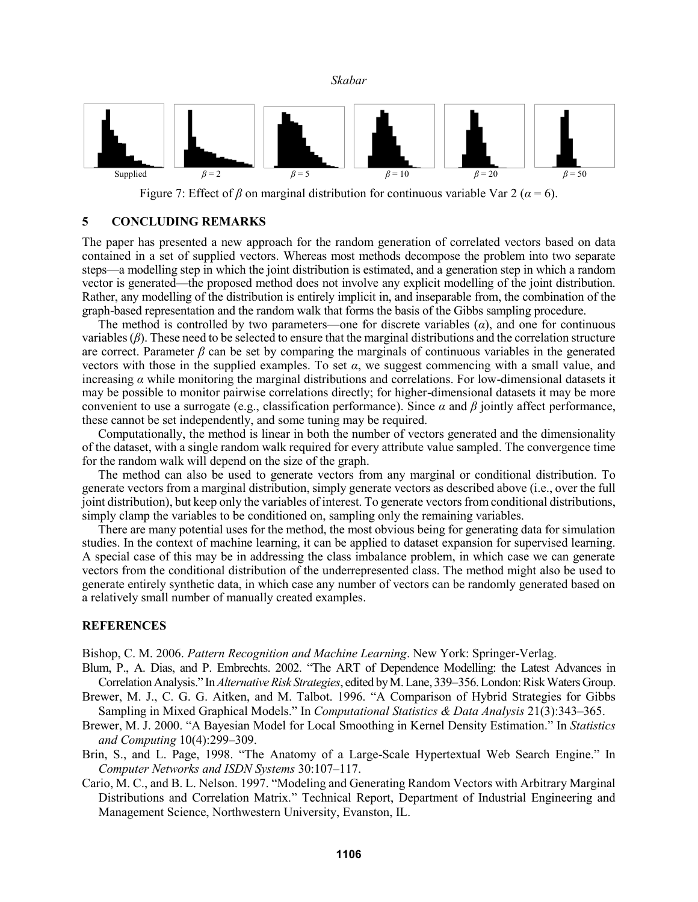Supplied

$\beta = 2$

$\beta = 5$

$\beta = 10$

$\beta = 20$

$\beta = 50$

Figure 7: Effect of $\beta$ on marginal distribution for continuous variable Var 2 ($\alpha = 6$).

## 5 CONCLUDING REMARKS

The paper has presented a new approach for the random generation of correlated vectors based on data contained in a set of supplied vectors. Whereas most methods decompose the problem into two separate steps—a modelling step in which the joint distribution is estimated, and a generation step in which a random vector is generated—the proposed method does not involve any explicit modelling of the joint distribution. Rather, any modelling of the distribution is entirely implicit in, and inseparable from, the combination of the graph-based representation and the random walk that forms the basis of the Gibbs sampling procedure.

The method is controlled by two parameters—one for discrete variables ($\alpha$), and one for continuous variables ($\beta$). These need to be selected to ensure that the marginal distributions and the correlation structure are correct. Parameter $\beta$ can be set by comparing the marginals of continuous variables in the generated vectors with those in the supplied examples. To set $\alpha$, we suggest commencing with a small value, and increasing $\alpha$ while monitoring the marginal distributions and correlations. For low-dimensional datasets it may be possible to monitor pairwise correlations directly; for higher-dimensional datasets it may be more convenient to use a surrogate (e.g., classification performance). Since $\alpha$ and $\beta$ jointly affect performance, these cannot be set independently, and some tuning may be required.

Computationally, the method is linear in both the number of vectors generated and the dimensionality of the dataset, with a single random walk required for every attribute value sampled. The convergence time for the random walk will depend on the size of the graph.

The method can also be used to generate vectors from any marginal or conditional distribution. To generate vectors from a marginal distribution, simply generate vectors as described above (i.e., over the full joint distribution), but keep only the variables of interest. To generate vectors from conditional distributions, simply clamp the variables to be conditioned on, sampling only the remaining variables.

There are many potential uses for the method, the most obvious being for generating data for simulation studies. In the context of machine learning, it can be applied to dataset expansion for supervised learning. A special case of this may be in addressing the class imbalance problem, in which case we can generate vectors from the conditional distribution of the underrepresented class. The method might also be used to generate entirely synthetic data, in which case any number of vectors can be randomly generated based on a relatively small number of manually created examples.

## REFERENCES

Bishop, C. M. 2006. *Pattern Recognition and Machine Learning*. New York: Springer-Verlag.

Blum, P., A. Dias, and P. Embrechts. 2002. "The ART of Dependence Modelling: the Latest Advances in Correlation Analysis." In *Alternative Risk Strategies*, edited by M. Lane, 339–356. London: Risk Waters Group.

Brewer, M. J., C. G. G. Aitken, and M. Talbot. 1996. "A Comparison of Hybrid Strategies for Gibbs Sampling in Mixed Graphical Models." In *Computational Statistics & Data Analysis* 21(3):343–365.

Brewer, M. J. 2000. "A Bayesian Model for Local Smoothing in Kernel Density Estimation." In *Statistics and Computing* 10(4):299–309.

Brin, S., and L. Page, 1998. "The Anatomy of a Large-Scale Hypertextual Web Search Engine." In *Computer Networks and ISDN Systems* 30:107–117.

Cario, M. C., and B. L. Nelson. 1997. "Modeling and Generating Random Vectors with Arbitrary Marginal Distributions and Correlation Matrix." Technical Report, Department of Industrial Engineering and Management Science, Northwestern University, Evanston, IL.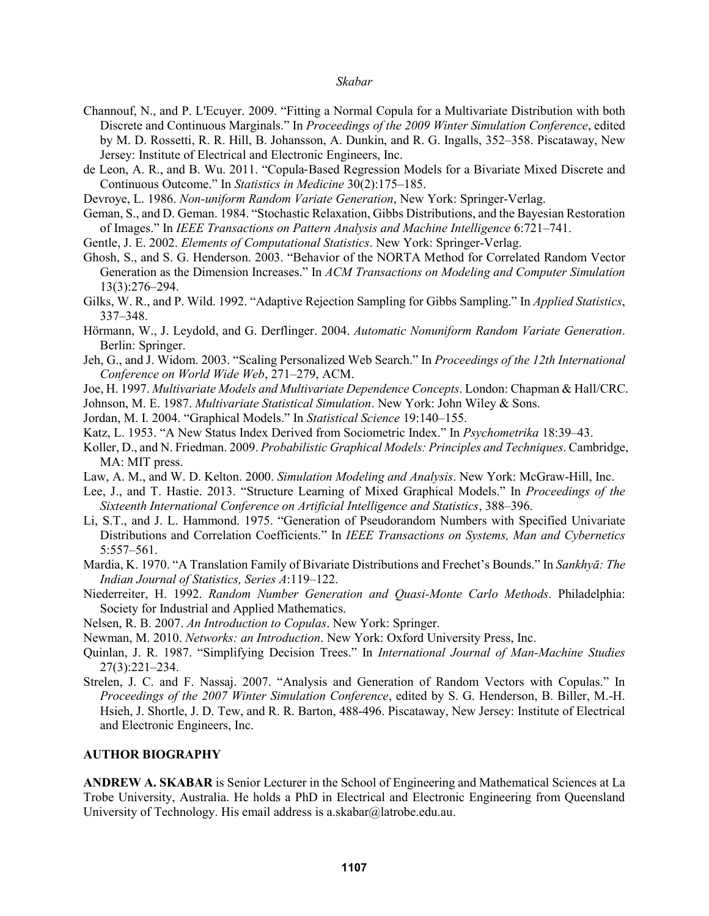Channouf, N., and P. L'Ecuyer. 2009. "Fitting a Normal Copula for a Multivariate Distribution with both Discrete and Continuous Marginals." In *Proceedings of the 2009 Winter Simulation Conference*, edited by M. D. Rossetti, R. R. Hill, B. Johansson, A. Dunkin, and R. G. Ingalls, 352–358. Piscataway, New Jersey: Institute of Electrical and Electronic Engineers, Inc.

de Leon, A. R., and B. Wu. 2011. "Copula-Based Regression Models for a Bivariate Mixed Discrete and Continuous Outcome." In *Statistics in Medicine* 30(2):175–185.

Devroye, L. 1986. *Non-uniform Random Variate Generation*, New York: Springer-Verlag.

Geman, S., and D. Geman. 1984. "Stochastic Relaxation, Gibbs Distributions, and the Bayesian Restoration of Images." In *IEEE Transactions on Pattern Analysis and Machine Intelligence* 6:721–741.

Gentle, J. E. 2002. *Elements of Computational Statistics*. New York: Springer-Verlag.

Ghosh, S., and S. G. Henderson. 2003. "Behavior of the NORTA Method for Correlated Random Vector Generation as the Dimension Increases." In *ACM Transactions on Modeling and Computer Simulation* 13(3):276–294.

Gilks, W. R., and P. Wild. 1992. "Adaptive Rejection Sampling for Gibbs Sampling." In *Applied Statistics*, 337–348.

Hörmann, W., J. Leydold, and G. Derflinger. 2004. *Automatic Nonuniform Random Variate Generation*. Berlin: Springer.

Jeh, G., and J. Widom. 2003. "Scaling Personalized Web Search." In *Proceedings of the 12th International Conference on World Wide Web*, 271–279, ACM.

Joe, H. 1997. *Multivariate Models and Multivariate Dependence Concepts*. London: Chapman & Hall/CRC.

Johnson, M. E. 1987. *Multivariate Statistical Simulation*. New York: John Wiley & Sons.

Jordan, M. I. 2004. "Graphical Models." In *Statistical Science* 19:140–155.

Katz, L. 1953. "A New Status Index Derived from Sociometric Index." In *Psychometrika* 18:39–43.

Koller, D., and N. Friedman. 2009. *Probabilistic Graphical Models: Principles and Techniques*. Cambridge, MA: MIT press.

Law, A. M., and W. D. Kelton. 2000. *Simulation Modeling and Analysis*. New York: McGraw-Hill, Inc.

Lee, J., and T. Hastie. 2013. "Structure Learning of Mixed Graphical Models." In *Proceedings of the Sixteenth International Conference on Artificial Intelligence and Statistics*, 388–396.

Li, S.T., and J. L. Hammond. 1975. "Generation of Pseudorandom Numbers with Specified Univariate Distributions and Correlation Coefficients." In *IEEE Transactions on Systems, Man and Cybernetics* 5:557–561.

Mardia, K. 1970. "A Translation Family of Bivariate Distributions and Frechet's Bounds." In *Sankhyā: The Indian Journal of Statistics, Series A*:119–122.

Niederreiter, H. 1992. *Random Number Generation and Quasi-Monte Carlo Methods*. Philadelphia: Society for Industrial and Applied Mathematics.

Nelsen, R. B. 2007. *An Introduction to Copulas*. New York: Springer.

Newman, M. 2010. *Networks: an Introduction*. New York: Oxford University Press, Inc.

Quinlan, J. R. 1987. "Simplifying Decision Trees." In *International Journal of Man-Machine Studies* 27(3):221–234.

Strelen, J. C. and F. Nassaj. 2007. "Analysis and Generation of Random Vectors with Copulas." In *Proceedings of the 2007 Winter Simulation Conference*, edited by S. G. Henderson, B. Biller, M.-H. Hsieh, J. Shortle, J. D. Tew, and R. R. Barton, 488-496. Piscataway, New Jersey: Institute of Electrical and Electronic Engineers, Inc.

## AUTHOR BIOGRAPHY

**ANDREW A. SKABAR** is Senior Lecturer in the School of Engineering and Mathematical Sciences at La Trobe University, Australia. He holds a PhD in Electrical and Electronic Engineering from Queensland University of Technology. His email address is a.skabar@latrobe.edu.au.